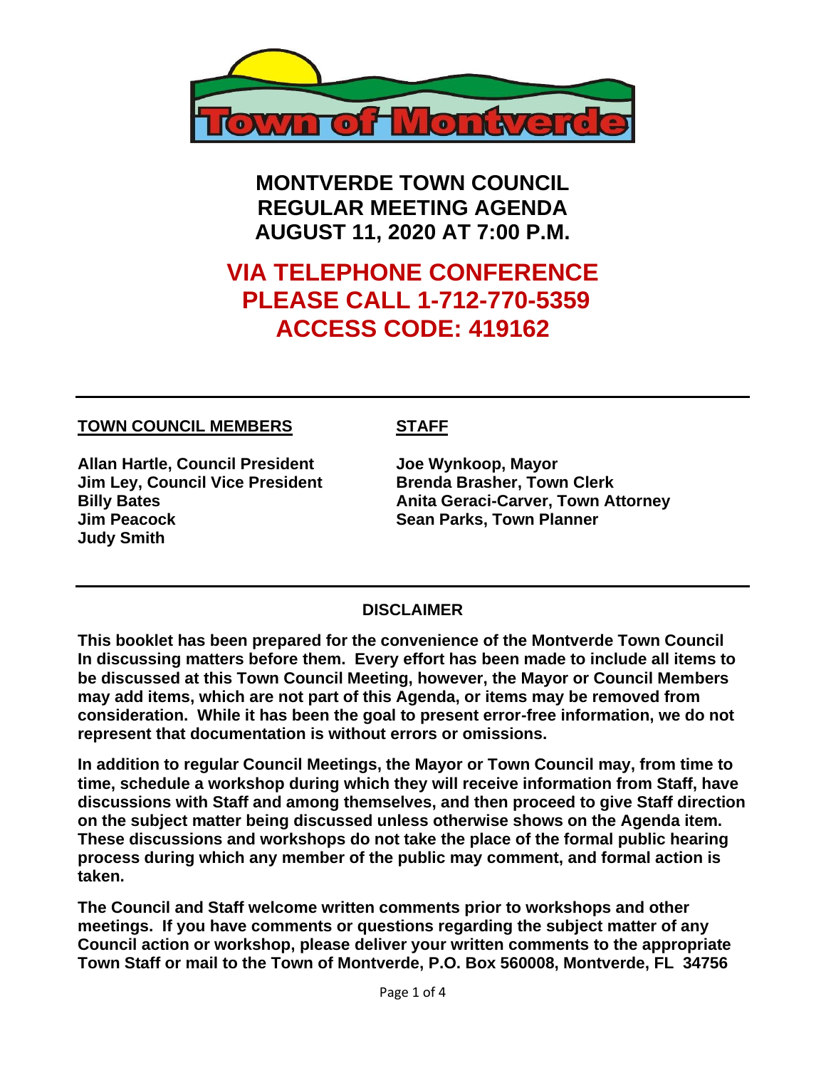Town of Montverde

# MONTVERDE TOWN COUNCIL
# REGULAR MEETING AGENDA
# AUGUST 11, 2020 AT 7:00 P.M.

## VIA TELEPHONE CONFERENCE
## PLEASE CALL 1-712-770-5359
## ACCESS CODE: 419162

---

**TOWN COUNCIL MEMBERS**

**Allan Hartle, Council President**
**Jim Ley, Council Vice President**
**Billy Bates**
**Jim Peacock**
**Judy Smith**

**STAFF**

**Joe Wynkoop, Mayor**
**Brenda Brasher, Town Clerk**
**Anita Geraci-Carver, Town Attorney**
**Sean Parks, Town Planner**

---

### DISCLAIMER

**This booklet has been prepared for the convenience of the Montverde Town Council In discussing matters before them. Every effort has been made to include all items to be discussed at this Town Council Meeting, however, the Mayor or Council Members may add items, which are not part of this Agenda, or items may be removed from consideration. While it has been the goal to present error-free information, we do not represent that documentation is without errors or omissions.**

**In addition to regular Council Meetings, the Mayor or Town Council may, from time to time, schedule a workshop during which they will receive information from Staff, have discussions with Staff and among themselves, and then proceed to give Staff direction on the subject matter being discussed unless otherwise shows on the Agenda item. These discussions and workshops do not take the place of the formal public hearing process during which any member of the public may comment, and formal action is taken.**

**The Council and Staff welcome written comments prior to workshops and other meetings. If you have comments or questions regarding the subject matter of any Council action or workshop, please deliver your written comments to the appropriate Town Staff or mail to the Town of Montverde, P.O. Box 560008, Montverde, FL 34756**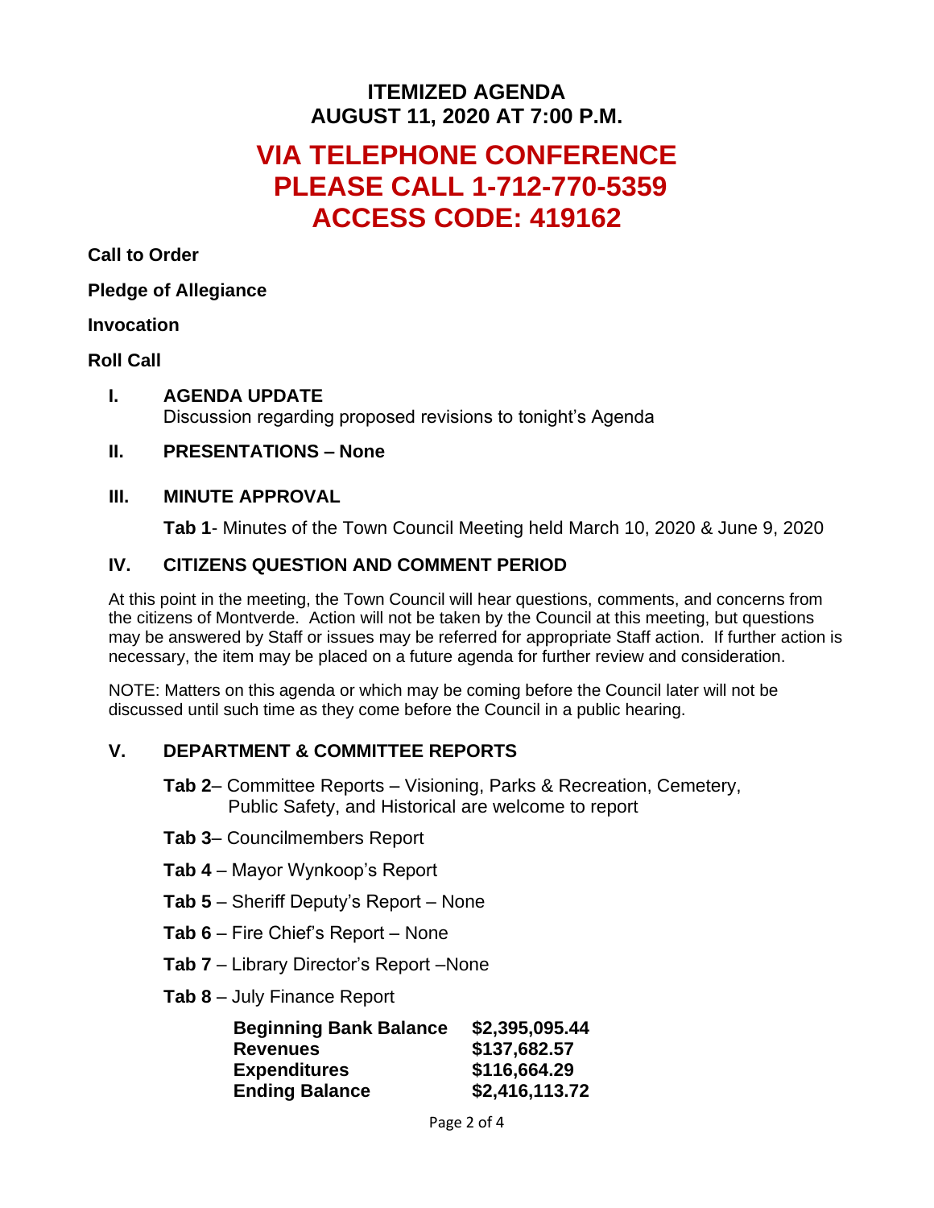# ITEMIZED AGENDA
# AUGUST 11, 2020 AT 7:00 P.M.

# VIA TELEPHONE CONFERENCE
# PLEASE CALL 1-712-770-5359
# ACCESS CODE: 419162

**Call to Order**

**Pledge of Allegiance**

**Invocation**

**Roll Call**

## I. AGENDA UPDATE

Discussion regarding proposed revisions to tonight's Agenda

## II. PRESENTATIONS – None

## III. MINUTE APPROVAL

**Tab 1**- Minutes of the Town Council Meeting held March 10, 2020 & June 9, 2020

## IV. CITIZENS QUESTION AND COMMENT PERIOD

At this point in the meeting, the Town Council will hear questions, comments, and concerns from the citizens of Montverde. Action will not be taken by the Council at this meeting, but questions may be answered by Staff or issues may be referred for appropriate Staff action. If further action is necessary, the item may be placed on a future agenda for further review and consideration.

NOTE: Matters on this agenda or which may be coming before the Council later will not be discussed until such time as they come before the Council in a public hearing.

## V. DEPARTMENT & COMMITTEE REPORTS

**Tab 2**– Committee Reports – Visioning, Parks & Recreation, Cemetery, Public Safety, and Historical are welcome to report

**Tab 3**– Councilmembers Report

**Tab 4** – Mayor Wynkoop's Report

**Tab 5** – Sheriff Deputy's Report – None

**Tab 6** – Fire Chief's Report – None

**Tab 7** – Library Director's Report –None

**Tab 8** – July Finance Report

| | |
|---|---|
| **Beginning Bank Balance** | **$2,395,095.44** |
| **Revenues** | **$137,682.57** |
| **Expenditures** | **$116,664.29** |
| **Ending Balance** | **$2,416,113.72** |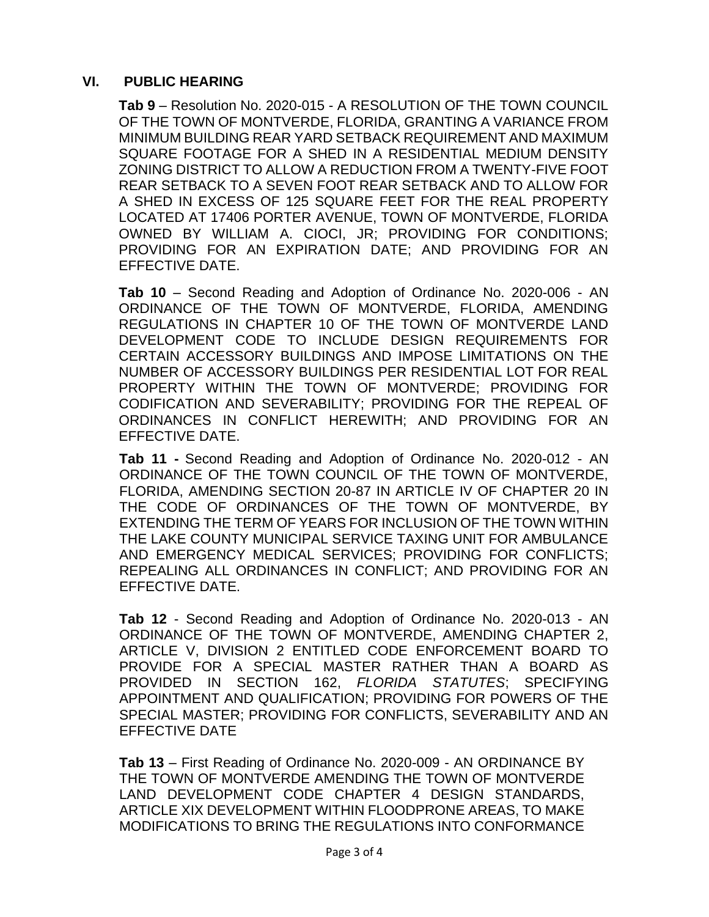## VI. PUBLIC HEARING

**Tab 9** – Resolution No. 2020-015 - A RESOLUTION OF THE TOWN COUNCIL OF THE TOWN OF MONTVERDE, FLORIDA, GRANTING A VARIANCE FROM MINIMUM BUILDING REAR YARD SETBACK REQUIREMENT AND MAXIMUM SQUARE FOOTAGE FOR A SHED IN A RESIDENTIAL MEDIUM DENSITY ZONING DISTRICT TO ALLOW A REDUCTION FROM A TWENTY-FIVE FOOT REAR SETBACK TO A SEVEN FOOT REAR SETBACK AND TO ALLOW FOR A SHED IN EXCESS OF 125 SQUARE FEET FOR THE REAL PROPERTY LOCATED AT 17406 PORTER AVENUE, TOWN OF MONTVERDE, FLORIDA OWNED BY WILLIAM A. CIOCI, JR; PROVIDING FOR CONDITIONS; PROVIDING FOR AN EXPIRATION DATE; AND PROVIDING FOR AN EFFECTIVE DATE.

**Tab 10** – Second Reading and Adoption of Ordinance No. 2020-006 - AN ORDINANCE OF THE TOWN OF MONTVERDE, FLORIDA, AMENDING REGULATIONS IN CHAPTER 10 OF THE TOWN OF MONTVERDE LAND DEVELOPMENT CODE TO INCLUDE DESIGN REQUIREMENTS FOR CERTAIN ACCESSORY BUILDINGS AND IMPOSE LIMITATIONS ON THE NUMBER OF ACCESSORY BUILDINGS PER RESIDENTIAL LOT FOR REAL PROPERTY WITHIN THE TOWN OF MONTVERDE; PROVIDING FOR CODIFICATION AND SEVERABILITY; PROVIDING FOR THE REPEAL OF ORDINANCES IN CONFLICT HEREWITH; AND PROVIDING FOR AN EFFECTIVE DATE.

**Tab 11 -** Second Reading and Adoption of Ordinance No. 2020-012 - AN ORDINANCE OF THE TOWN COUNCIL OF THE TOWN OF MONTVERDE, FLORIDA, AMENDING SECTION 20-87 IN ARTICLE IV OF CHAPTER 20 IN THE CODE OF ORDINANCES OF THE TOWN OF MONTVERDE, BY EXTENDING THE TERM OF YEARS FOR INCLUSION OF THE TOWN WITHIN THE LAKE COUNTY MUNICIPAL SERVICE TAXING UNIT FOR AMBULANCE AND EMERGENCY MEDICAL SERVICES; PROVIDING FOR CONFLICTS; REPEALING ALL ORDINANCES IN CONFLICT; AND PROVIDING FOR AN EFFECTIVE DATE.

**Tab 12** - Second Reading and Adoption of Ordinance No. 2020-013 - AN ORDINANCE OF THE TOWN OF MONTVERDE, AMENDING CHAPTER 2, ARTICLE V, DIVISION 2 ENTITLED CODE ENFORCEMENT BOARD TO PROVIDE FOR A SPECIAL MASTER RATHER THAN A BOARD AS PROVIDED IN SECTION 162, *FLORIDA STATUTES*; SPECIFYING APPOINTMENT AND QUALIFICATION; PROVIDING FOR POWERS OF THE SPECIAL MASTER; PROVIDING FOR CONFLICTS, SEVERABILITY AND AN EFFECTIVE DATE

**Tab 13** – First Reading of Ordinance No. 2020-009 - AN ORDINANCE BY THE TOWN OF MONTVERDE AMENDING THE TOWN OF MONTVERDE LAND DEVELOPMENT CODE CHAPTER 4 DESIGN STANDARDS, ARTICLE XIX DEVELOPMENT WITHIN FLOODPRONE AREAS, TO MAKE MODIFICATIONS TO BRING THE REGULATIONS INTO CONFORMANCE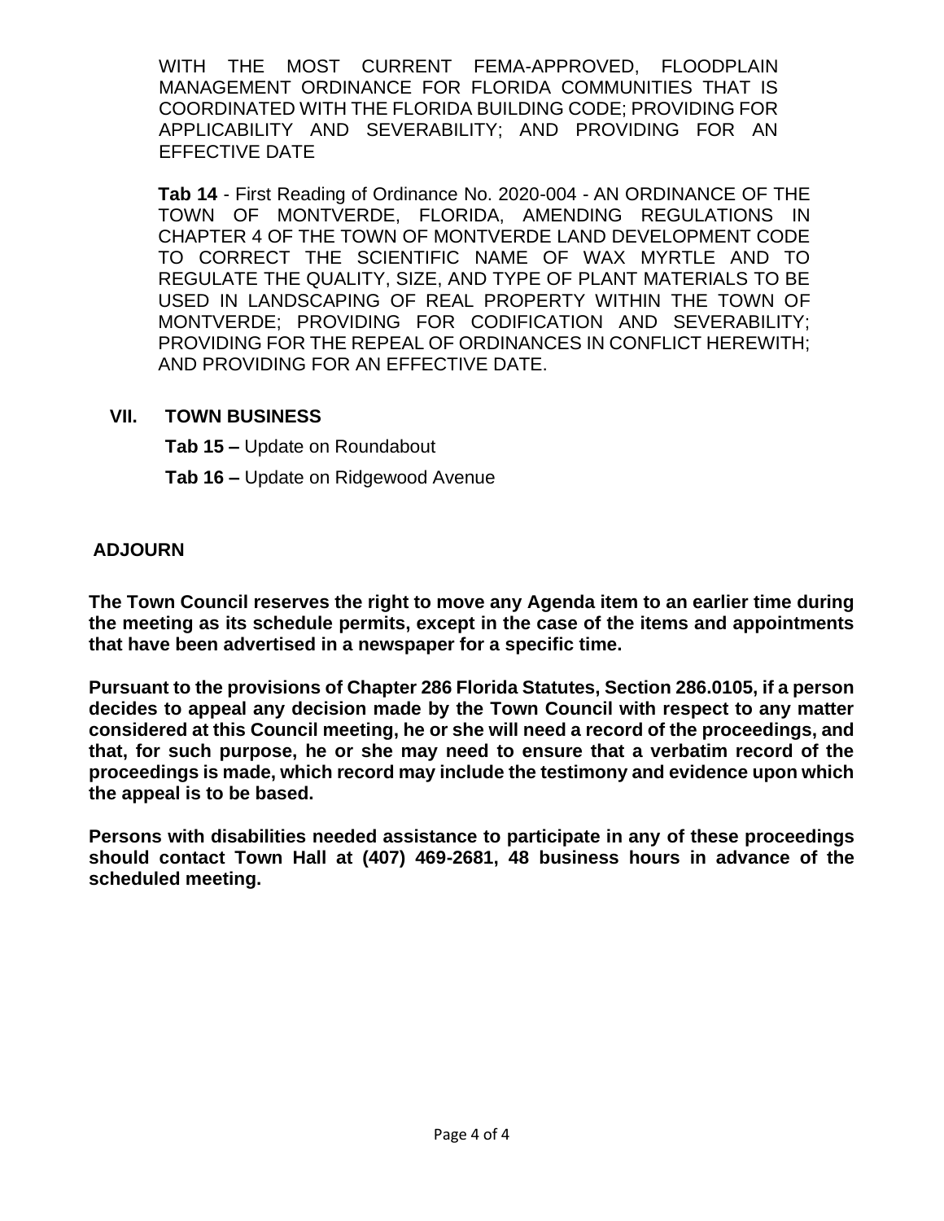WITH THE MOST CURRENT FEMA-APPROVED, FLOODPLAIN MANAGEMENT ORDINANCE FOR FLORIDA COMMUNITIES THAT IS COORDINATED WITH THE FLORIDA BUILDING CODE; PROVIDING FOR APPLICABILITY AND SEVERABILITY; AND PROVIDING FOR AN EFFECTIVE DATE

**Tab 14** - First Reading of Ordinance No. 2020-004 - AN ORDINANCE OF THE TOWN OF MONTVERDE, FLORIDA, AMENDING REGULATIONS IN CHAPTER 4 OF THE TOWN OF MONTVERDE LAND DEVELOPMENT CODE TO CORRECT THE SCIENTIFIC NAME OF WAX MYRTLE AND TO REGULATE THE QUALITY, SIZE, AND TYPE OF PLANT MATERIALS TO BE USED IN LANDSCAPING OF REAL PROPERTY WITHIN THE TOWN OF MONTVERDE; PROVIDING FOR CODIFICATION AND SEVERABILITY; PROVIDING FOR THE REPEAL OF ORDINANCES IN CONFLICT HEREWITH; AND PROVIDING FOR AN EFFECTIVE DATE.

## VII. TOWN BUSINESS

**Tab 15 –** Update on Roundabout

**Tab 16 –** Update on Ridgewood Avenue

## ADJOURN

**The Town Council reserves the right to move any Agenda item to an earlier time during the meeting as its schedule permits, except in the case of the items and appointments that have been advertised in a newspaper for a specific time.**

**Pursuant to the provisions of Chapter 286 Florida Statutes, Section 286.0105, if a person decides to appeal any decision made by the Town Council with respect to any matter considered at this Council meeting, he or she will need a record of the proceedings, and that, for such purpose, he or she may need to ensure that a verbatim record of the proceedings is made, which record may include the testimony and evidence upon which the appeal is to be based.**

**Persons with disabilities needed assistance to participate in any of these proceedings should contact Town Hall at (407) 469-2681, 48 business hours in advance of the scheduled meeting.**